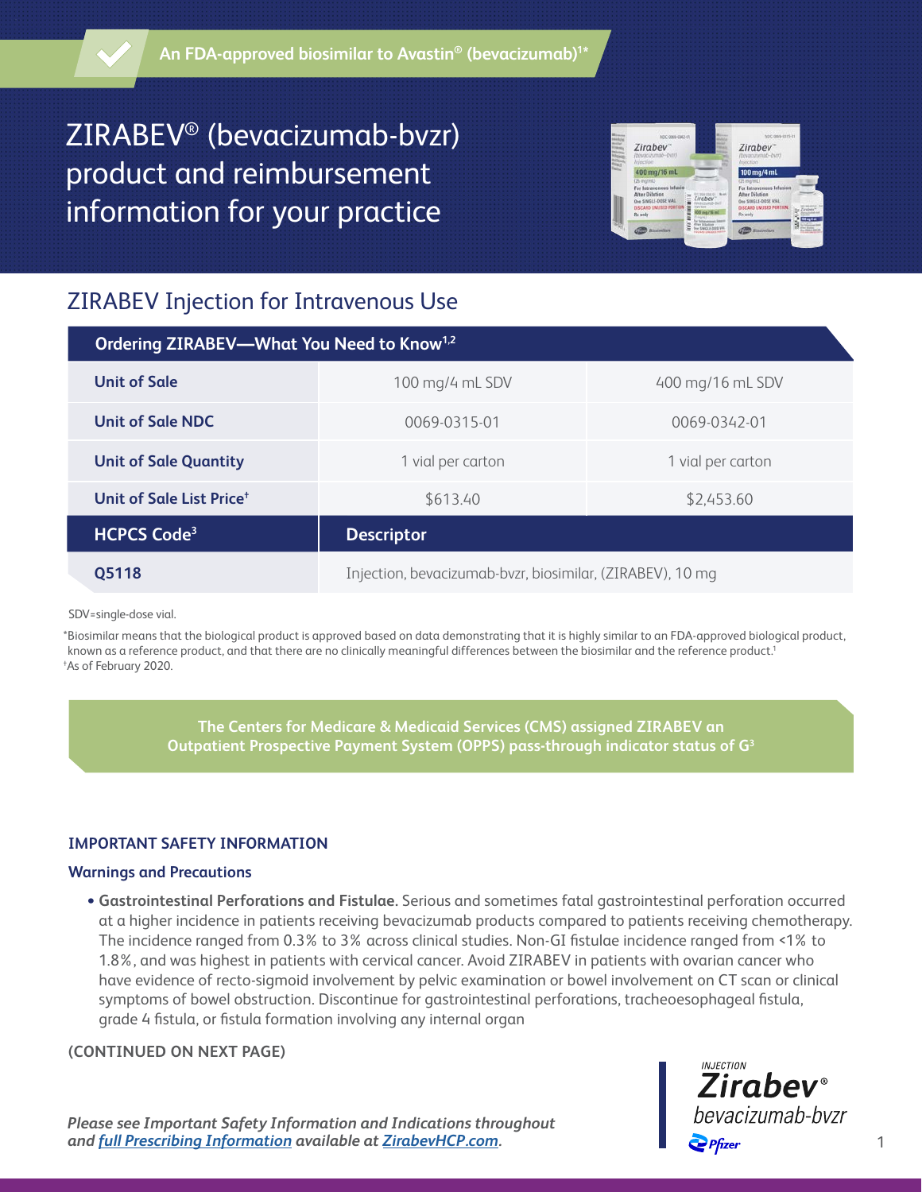An FDA-approved biosimilar to Avastin® (bevacizumab)[1]*

# ZIRABEV® (bevacizumab-bvzr) product and reimbursement information for your practice

## ZIRABEV Injection for Intravenous Use

| Ordering ZIRABEV—What You Need to Know[1,2] | | |
|---|---|---|
| **Unit of Sale** | 100 mg/4 mL SDV | 400 mg/16 mL SDV |
| **Unit of Sale NDC** | 0069-0315-01 | 0069-0342-01 |
| **Unit of Sale Quantity** | 1 vial per carton | 1 vial per carton |
| **Unit of Sale List Price**† | $613.40 | $2,453.60 |
| **HCPCS Code**[3] | **Descriptor** | |
| **Q5118** | Injection, bevacizumab-bvzr, biosimilar, (ZIRABEV), 10 mg | |

SDV=single-dose vial.

*Biosimilar means that the biological product is approved based on data demonstrating that it is highly similar to an FDA-approved biological product, known as a reference product, and that there are no clinically meaningful differences between the biosimilar and the reference product.[1]

†As of February 2020.

**The Centers for Medicare & Medicaid Services (CMS) assigned ZIRABEV an Outpatient Prospective Payment System (OPPS) pass-through indicator status of G[3]**

### IMPORTANT SAFETY INFORMATION

#### Warnings and Precautions

- **Gastrointestinal Perforations and Fistulae.** Serious and sometimes fatal gastrointestinal perforation occurred at a higher incidence in patients receiving bevacizumab products compared to patients receiving chemotherapy. The incidence ranged from 0.3% to 3% across clinical studies. Non-GI fistulae incidence ranged from <1% to 1.8%, and was highest in patients with cervical cancer. Avoid ZIRABEV in patients with ovarian cancer who have evidence of recto-sigmoid involvement by pelvic examination or bowel involvement on CT scan or clinical symptoms of bowel obstruction. Discontinue for gastrointestinal perforations, tracheoesophageal fistula, grade 4 fistula, or fistula formation involving any internal organ

**(CONTINUED ON NEXT PAGE)**

*Please see Important Safety Information and Indications throughout and full Prescribing Information available at ZirabevHCP.com.*

INJECTION Zirabev® bevacizumab-bvzr Pfizer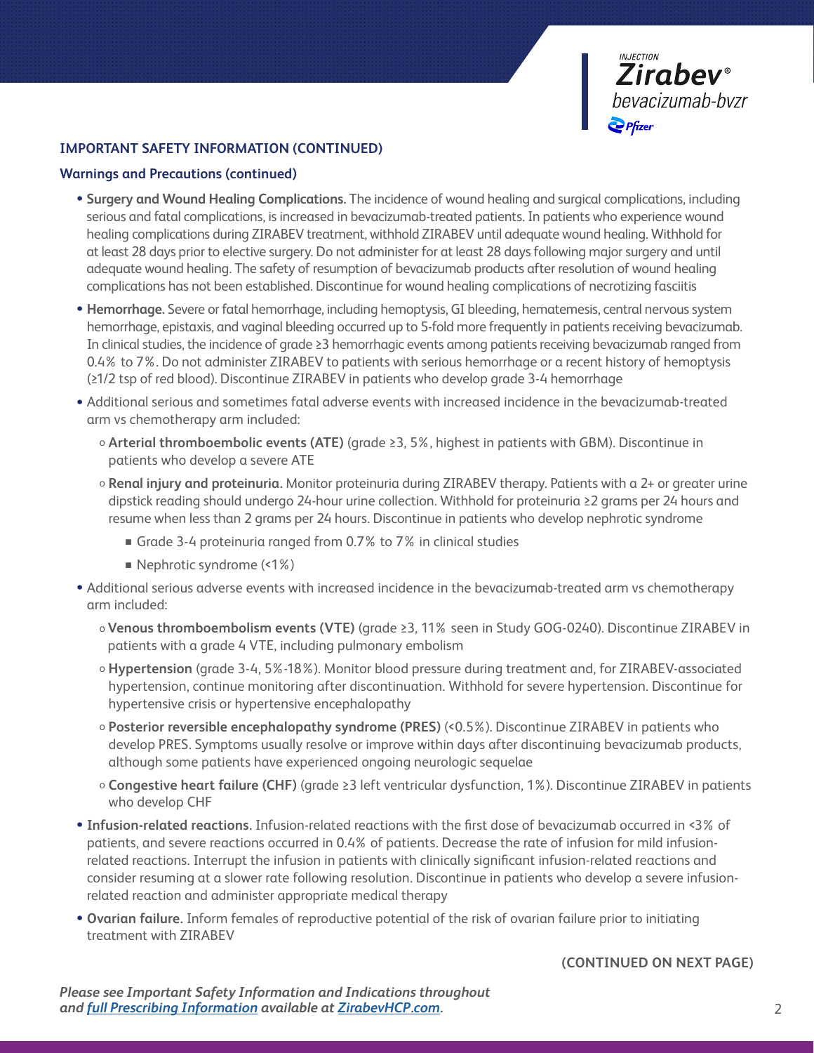## IMPORTANT SAFETY INFORMATION (CONTINUED)

### Warnings and Precautions (continued)

- **Surgery and Wound Healing Complications.** The incidence of wound healing and surgical complications, including serious and fatal complications, is increased in bevacizumab-treated patients. In patients who experience wound healing complications during ZIRABEV treatment, withhold ZIRABEV until adequate wound healing. Withhold for at least 28 days prior to elective surgery. Do not administer for at least 28 days following major surgery and until adequate wound healing. The safety of resumption of bevacizumab products after resolution of wound healing complications has not been established. Discontinue for wound healing complications of necrotizing fasciitis
- **Hemorrhage.** Severe or fatal hemorrhage, including hemoptysis, GI bleeding, hematemesis, central nervous system hemorrhage, epistaxis, and vaginal bleeding occurred up to 5-fold more frequently in patients receiving bevacizumab. In clinical studies, the incidence of grade ≥3 hemorrhagic events among patients receiving bevacizumab ranged from 0.4% to 7%. Do not administer ZIRABEV to patients with serious hemorrhage or a recent history of hemoptysis (≥1/2 tsp of red blood). Discontinue ZIRABEV in patients who develop grade 3-4 hemorrhage
- Additional serious and sometimes fatal adverse events with increased incidence in the bevacizumab-treated arm vs chemotherapy arm included:
  - **Arterial thromboembolic events (ATE)** (grade ≥3, 5%, highest in patients with GBM). Discontinue in patients who develop a severe ATE
  - **Renal injury and proteinuria.** Monitor proteinuria during ZIRABEV therapy. Patients with a 2+ or greater urine dipstick reading should undergo 24-hour urine collection. Withhold for proteinuria ≥2 grams per 24 hours and resume when less than 2 grams per 24 hours. Discontinue in patients who develop nephrotic syndrome
    - Grade 3-4 proteinuria ranged from 0.7% to 7% in clinical studies
    - Nephrotic syndrome (<1%)
- Additional serious adverse events with increased incidence in the bevacizumab-treated arm vs chemotherapy arm included:
  - **Venous thromboembolism events (VTE)** (grade ≥3, 11% seen in Study GOG-0240). Discontinue ZIRABEV in patients with a grade 4 VTE, including pulmonary embolism
  - **Hypertension** (grade 3-4, 5%-18%). Monitor blood pressure during treatment and, for ZIRABEV-associated hypertension, continue monitoring after discontinuation. Withhold for severe hypertension. Discontinue for hypertensive crisis or hypertensive encephalopathy
  - **Posterior reversible encephalopathy syndrome (PRES)** (<0.5%). Discontinue ZIRABEV in patients who develop PRES. Symptoms usually resolve or improve within days after discontinuing bevacizumab products, although some patients have experienced ongoing neurologic sequelae
  - **Congestive heart failure (CHF)** (grade ≥3 left ventricular dysfunction, 1%). Discontinue ZIRABEV in patients who develop CHF
- **Infusion-related reactions.** Infusion-related reactions with the first dose of bevacizumab occurred in <3% of patients, and severe reactions occurred in 0.4% of patients. Decrease the rate of infusion for mild infusion-related reactions. Interrupt the infusion in patients with clinically significant infusion-related reactions and consider resuming at a slower rate following resolution. Discontinue in patients who develop a severe infusion-related reaction and administer appropriate medical therapy
- **Ovarian failure.** Inform females of reproductive potential of the risk of ovarian failure prior to initiating treatment with ZIRABEV

**(CONTINUED ON NEXT PAGE)**

***Please see Important Safety Information and Indications throughout and full Prescribing Information available at ZirabevHCP.com.***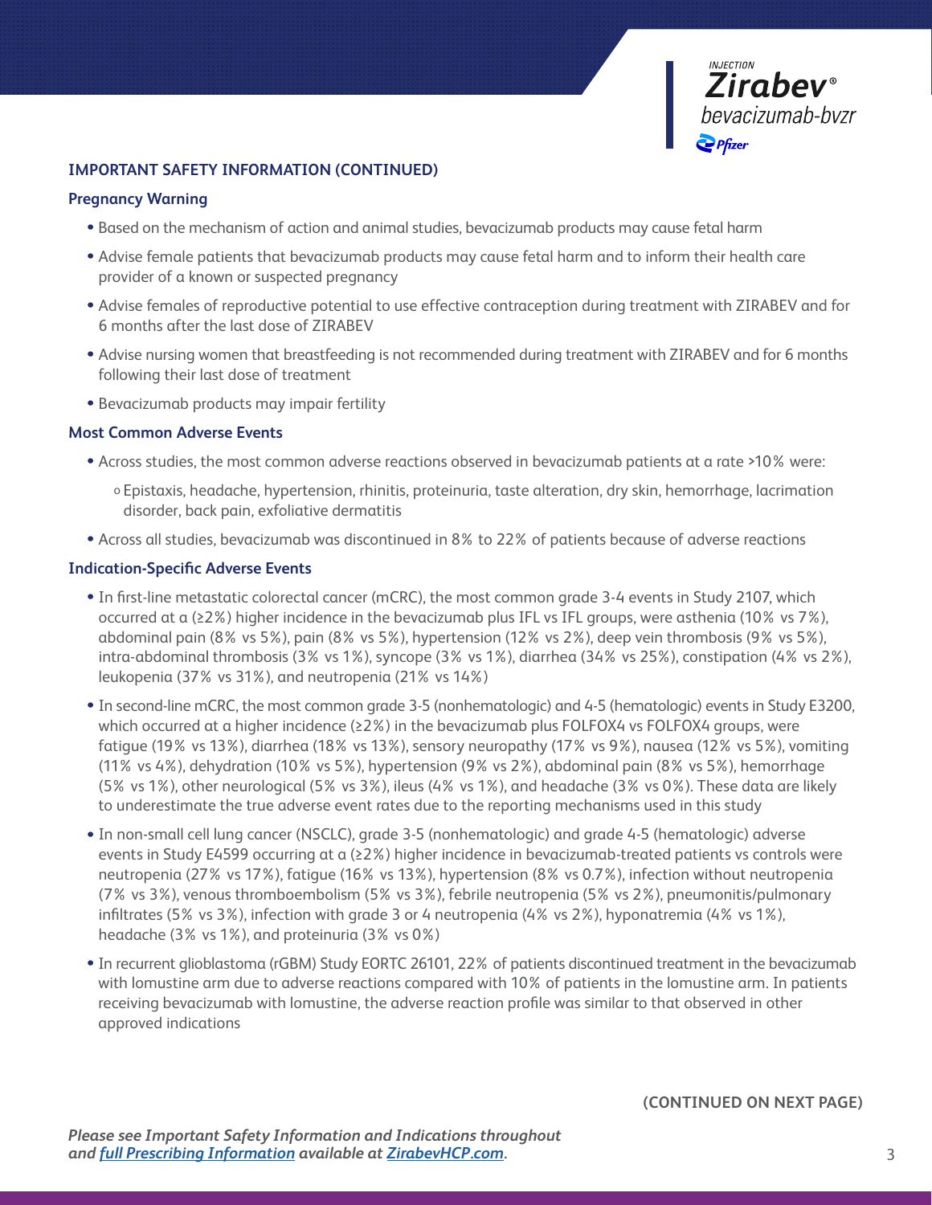## IMPORTANT SAFETY INFORMATION (CONTINUED)

### Pregnancy Warning

- Based on the mechanism of action and animal studies, bevacizumab products may cause fetal harm
- Advise female patients that bevacizumab products may cause fetal harm and to inform their health care provider of a known or suspected pregnancy
- Advise females of reproductive potential to use effective contraception during treatment with ZIRABEV and for 6 months after the last dose of ZIRABEV
- Advise nursing women that breastfeeding is not recommended during treatment with ZIRABEV and for 6 months following their last dose of treatment
- Bevacizumab products may impair fertility

### Most Common Adverse Events

- Across studies, the most common adverse reactions observed in bevacizumab patients at a rate >10% were:
  - Epistaxis, headache, hypertension, rhinitis, proteinuria, taste alteration, dry skin, hemorrhage, lacrimation disorder, back pain, exfoliative dermatitis
- Across all studies, bevacizumab was discontinued in 8% to 22% of patients because of adverse reactions

### Indication-Specific Adverse Events

- In first-line metastatic colorectal cancer (mCRC), the most common grade 3-4 events in Study 2107, which occurred at a (≥2%) higher incidence in the bevacizumab plus IFL vs IFL groups, were asthenia (10% vs 7%), abdominal pain (8% vs 5%), pain (8% vs 5%), hypertension (12% vs 2%), deep vein thrombosis (9% vs 5%), intra-abdominal thrombosis (3% vs 1%), syncope (3% vs 1%), diarrhea (34% vs 25%), constipation (4% vs 2%), leukopenia (37% vs 31%), and neutropenia (21% vs 14%)
- In second-line mCRC, the most common grade 3-5 (nonhematologic) and 4-5 (hematologic) events in Study E3200, which occurred at a higher incidence (≥2%) in the bevacizumab plus FOLFOX4 vs FOLFOX4 groups, were fatigue (19% vs 13%), diarrhea (18% vs 13%), sensory neuropathy (17% vs 9%), nausea (12% vs 5%), vomiting (11% vs 4%), dehydration (10% vs 5%), hypertension (9% vs 2%), abdominal pain (8% vs 5%), hemorrhage (5% vs 1%), other neurological (5% vs 3%), ileus (4% vs 1%), and headache (3% vs 0%). These data are likely to underestimate the true adverse event rates due to the reporting mechanisms used in this study
- In non-small cell lung cancer (NSCLC), grade 3-5 (nonhematologic) and grade 4-5 (hematologic) adverse events in Study E4599 occurring at a (≥2%) higher incidence in bevacizumab-treated patients vs controls were neutropenia (27% vs 17%), fatigue (16% vs 13%), hypertension (8% vs 0.7%), infection without neutropenia (7% vs 3%), venous thromboembolism (5% vs 3%), febrile neutropenia (5% vs 2%), pneumonitis/pulmonary infiltrates (5% vs 3%), infection with grade 3 or 4 neutropenia (4% vs 2%), hyponatremia (4% vs 1%), headache (3% vs 1%), and proteinuria (3% vs 0%)
- In recurrent glioblastoma (rGBM) Study EORTC 26101, 22% of patients discontinued treatment in the bevacizumab with lomustine arm due to adverse reactions compared with 10% of patients in the lomustine arm. In patients receiving bevacizumab with lomustine, the adverse reaction profile was similar to that observed in other approved indications

**(CONTINUED ON NEXT PAGE)**

***Please see Important Safety Information and Indications throughout and [full Prescribing Information]() available at [ZirabevHCP.com]().***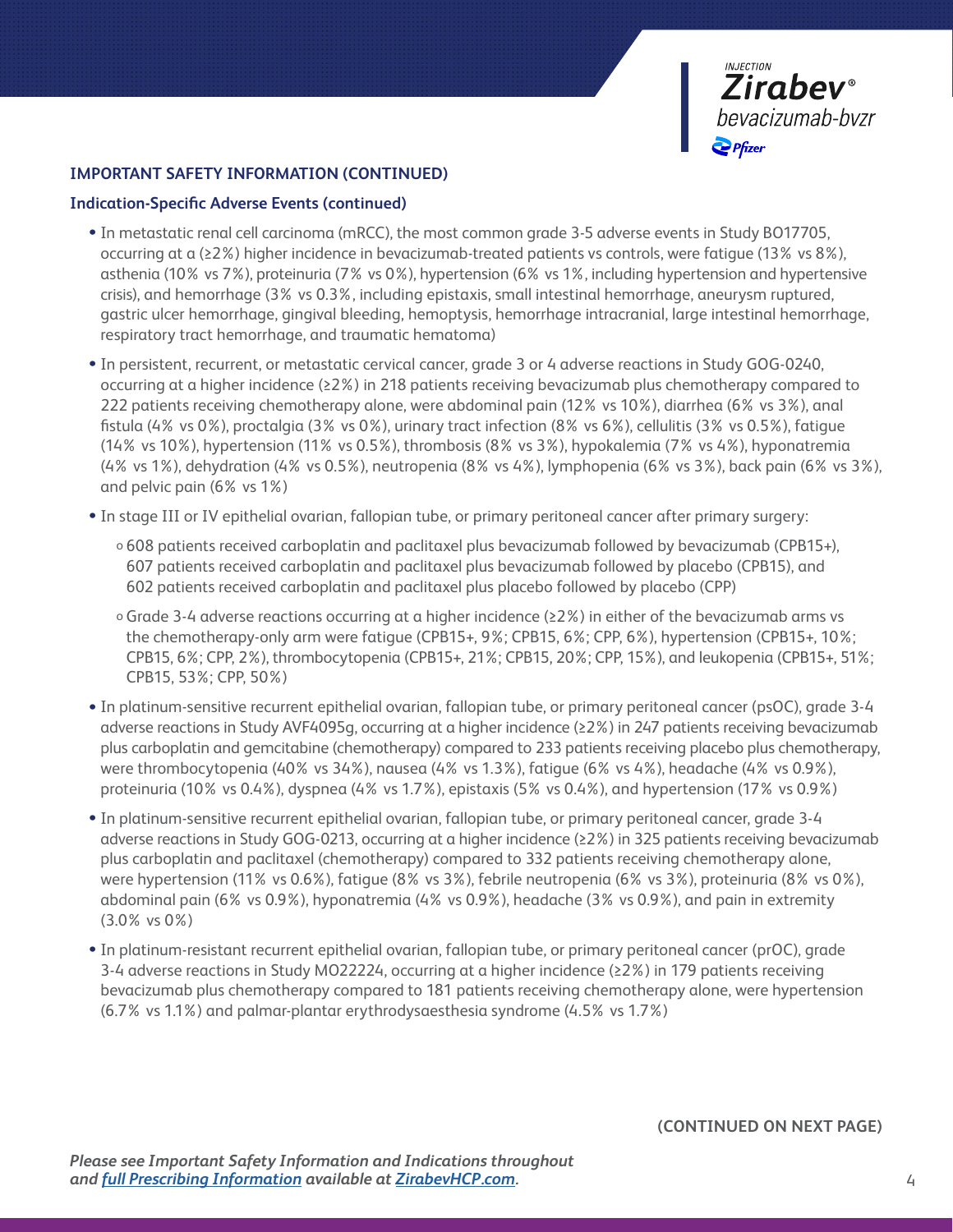## IMPORTANT SAFETY INFORMATION (CONTINUED)

### Indication-Specific Adverse Events (continued)

- In metastatic renal cell carcinoma (mRCC), the most common grade 3-5 adverse events in Study BO17705, occurring at a (≥2%) higher incidence in bevacizumab-treated patients vs controls, were fatigue (13% vs 8%), asthenia (10% vs 7%), proteinuria (7% vs 0%), hypertension (6% vs 1%, including hypertension and hypertensive crisis), and hemorrhage (3% vs 0.3%, including epistaxis, small intestinal hemorrhage, aneurysm ruptured, gastric ulcer hemorrhage, gingival bleeding, hemoptysis, hemorrhage intracranial, large intestinal hemorrhage, respiratory tract hemorrhage, and traumatic hematoma)
- In persistent, recurrent, or metastatic cervical cancer, grade 3 or 4 adverse reactions in Study GOG-0240, occurring at a higher incidence (≥2%) in 218 patients receiving bevacizumab plus chemotherapy compared to 222 patients receiving chemotherapy alone, were abdominal pain (12% vs 10%), diarrhea (6% vs 3%), anal fistula (4% vs 0%), proctalgia (3% vs 0%), urinary tract infection (8% vs 6%), cellulitis (3% vs 0.5%), fatigue (14% vs 10%), hypertension (11% vs 0.5%), thrombosis (8% vs 3%), hypokalemia (7% vs 4%), hyponatremia (4% vs 1%), dehydration (4% vs 0.5%), neutropenia (8% vs 4%), lymphopenia (6% vs 3%), back pain (6% vs 3%), and pelvic pain (6% vs 1%)
- In stage III or IV epithelial ovarian, fallopian tube, or primary peritoneal cancer after primary surgery:
  - 608 patients received carboplatin and paclitaxel plus bevacizumab followed by bevacizumab (CPB15+), 607 patients received carboplatin and paclitaxel plus bevacizumab followed by placebo (CPB15), and 602 patients received carboplatin and paclitaxel plus placebo followed by placebo (CPP)
  - Grade 3-4 adverse reactions occurring at a higher incidence (≥2%) in either of the bevacizumab arms vs the chemotherapy-only arm were fatigue (CPB15+, 9%; CPB15, 6%; CPP, 6%), hypertension (CPB15+, 10%; CPB15, 6%; CPP, 2%), thrombocytopenia (CPB15+, 21%; CPB15, 20%; CPP, 15%), and leukopenia (CPB15+, 51%; CPB15, 53%; CPP, 50%)
- In platinum-sensitive recurrent epithelial ovarian, fallopian tube, or primary peritoneal cancer (psOC), grade 3-4 adverse reactions in Study AVF4095g, occurring at a higher incidence (≥2%) in 247 patients receiving bevacizumab plus carboplatin and gemcitabine (chemotherapy) compared to 233 patients receiving placebo plus chemotherapy, were thrombocytopenia (40% vs 34%), nausea (4% vs 1.3%), fatigue (6% vs 4%), headache (4% vs 0.9%), proteinuria (10% vs 0.4%), dyspnea (4% vs 1.7%), epistaxis (5% vs 0.4%), and hypertension (17% vs 0.9%)
- In platinum-sensitive recurrent epithelial ovarian, fallopian tube, or primary peritoneal cancer, grade 3-4 adverse reactions in Study GOG-0213, occurring at a higher incidence (≥2%) in 325 patients receiving bevacizumab plus carboplatin and paclitaxel (chemotherapy) compared to 332 patients receiving chemotherapy alone, were hypertension (11% vs 0.6%), fatigue (8% vs 3%), febrile neutropenia (6% vs 3%), proteinuria (8% vs 0%), abdominal pain (6% vs 0.9%), hyponatremia (4% vs 0.9%), headache (3% vs 0.9%), and pain in extremity (3.0% vs 0%)
- In platinum-resistant recurrent epithelial ovarian, fallopian tube, or primary peritoneal cancer (prOC), grade 3-4 adverse reactions in Study MO22224, occurring at a higher incidence (≥2%) in 179 patients receiving bevacizumab plus chemotherapy compared to 181 patients receiving chemotherapy alone, were hypertension (6.7% vs 1.1%) and palmar-plantar erythrodysaesthesia syndrome (4.5% vs 1.7%)

**(CONTINUED ON NEXT PAGE)**

***Please see Important Safety Information and Indications throughout and [full Prescribing Information](#) available at [ZirabevHCP.com](#).***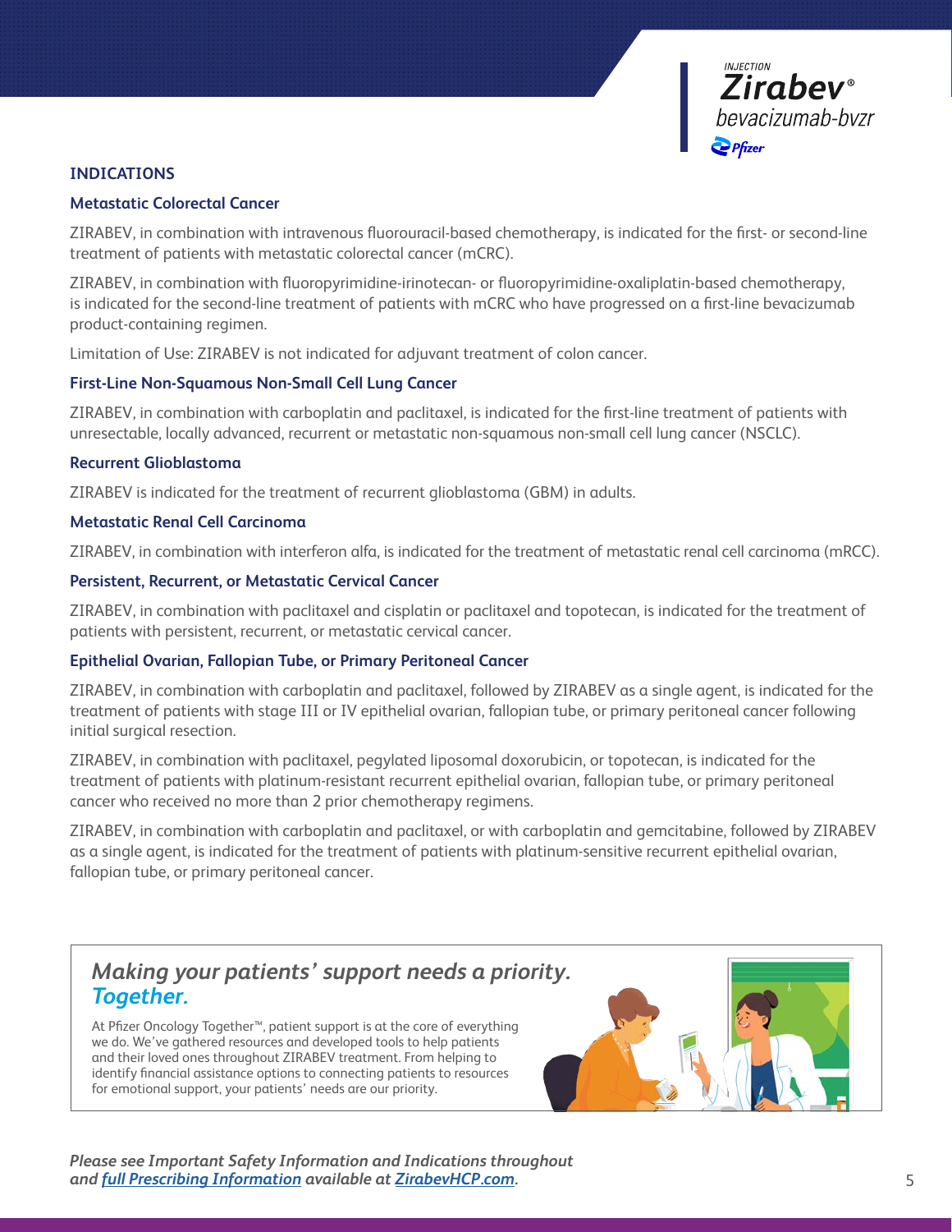## INDICATIONS

### Metastatic Colorectal Cancer

ZIRABEV, in combination with intravenous fluorouracil-based chemotherapy, is indicated for the first- or second-line treatment of patients with metastatic colorectal cancer (mCRC).

ZIRABEV, in combination with fluoropyrimidine-irinotecan- or fluoropyrimidine-oxaliplatin-based chemotherapy, is indicated for the second-line treatment of patients with mCRC who have progressed on a first-line bevacizumab product-containing regimen.

Limitation of Use: ZIRABEV is not indicated for adjuvant treatment of colon cancer.

### First-Line Non-Squamous Non-Small Cell Lung Cancer

ZIRABEV, in combination with carboplatin and paclitaxel, is indicated for the first-line treatment of patients with unresectable, locally advanced, recurrent or metastatic non-squamous non-small cell lung cancer (NSCLC).

### Recurrent Glioblastoma

ZIRABEV is indicated for the treatment of recurrent glioblastoma (GBM) in adults.

### Metastatic Renal Cell Carcinoma

ZIRABEV, in combination with interferon alfa, is indicated for the treatment of metastatic renal cell carcinoma (mRCC).

### Persistent, Recurrent, or Metastatic Cervical Cancer

ZIRABEV, in combination with paclitaxel and cisplatin or paclitaxel and topotecan, is indicated for the treatment of patients with persistent, recurrent, or metastatic cervical cancer.

### Epithelial Ovarian, Fallopian Tube, or Primary Peritoneal Cancer

ZIRABEV, in combination with carboplatin and paclitaxel, followed by ZIRABEV as a single agent, is indicated for the treatment of patients with stage III or IV epithelial ovarian, fallopian tube, or primary peritoneal cancer following initial surgical resection.

ZIRABEV, in combination with paclitaxel, pegylated liposomal doxorubicin, or topotecan, is indicated for the treatment of patients with platinum-resistant recurrent epithelial ovarian, fallopian tube, or primary peritoneal cancer who received no more than 2 prior chemotherapy regimens.

ZIRABEV, in combination with carboplatin and paclitaxel, or with carboplatin and gemcitabine, followed by ZIRABEV as a single agent, is indicated for the treatment of patients with platinum-sensitive recurrent epithelial ovarian, fallopian tube, or primary peritoneal cancer.

### *Making your patients' support needs a priority. Together.*

At Pfizer Oncology Together™, patient support is at the core of everything we do. We've gathered resources and developed tools to help patients and their loved ones throughout ZIRABEV treatment. From helping to identify financial assistance options to connecting patients to resources for emotional support, your patients' needs are our priority.

***Please see Important Safety Information and Indications throughout and full Prescribing Information available at ZirabevHCP.com.***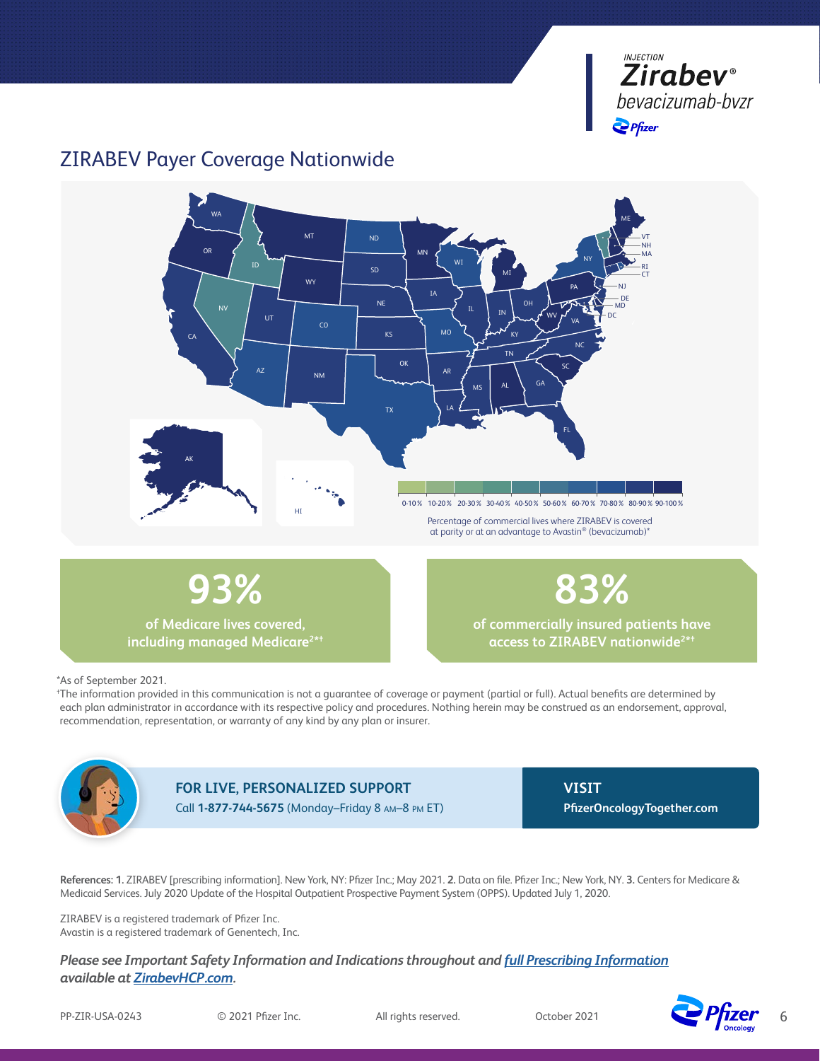INJECTION
**Zirabev®**
bevacizumab-bvzr

## ZIRABEV Payer Coverage Nationwide

WA
OR
CA
ID
NV
MT
WY
UT
AZ
CO
NM
ND
SD
NE
KS
OK
TX
MN
IA
MO
AR
LA
WI
IL
MS
MI
IN
KY
TN
AL
OH
WV
GA
FL
PA
VA
NC
SC
NY
ME
VT
NH
MA
RI
CT
NJ
DE
MD
DC
AK
HI

0-10% 10-20% 20-30% 30-40% 40-50% 50-60% 60-70% 70-80% 80-90% 90-100%

Percentage of commercial lives where ZIRABEV is covered at parity or at an advantage to Avastin® (bevacizumab)*

**93%**

**of Medicare lives covered, including managed Medicare[2*†]**

**83%**

**of commercially insured patients have access to ZIRABEV nationwide[2*†]**

*As of September 2021.

†The information provided in this communication is not a guarantee of coverage or payment (partial or full). Actual benefits are determined by each plan administrator in accordance with its respective policy and procedures. Nothing herein may be construed as an endorsement, approval, recommendation, representation, or warranty of any kind by any plan or insurer.

**FOR LIVE, PERSONALIZED SUPPORT**
Call **1-877-744-5675** (Monday–Friday 8 AM–8 PM ET)

**VISIT**
**PfizerOncologyTogether.com**

**References: 1.** ZIRABEV [prescribing information]. New York, NY: Pfizer Inc.; May 2021. **2.** Data on file. Pfizer Inc.; New York, NY. **3.** Centers for Medicare & Medicaid Services. July 2020 Update of the Hospital Outpatient Prospective Payment System (OPPS). Updated July 1, 2020.

ZIRABEV is a registered trademark of Pfizer Inc.
Avastin is a registered trademark of Genentech, Inc.

*Please see Important Safety Information and Indications throughout and full Prescribing Information available at ZirabevHCP.com.*

PP-ZIR-USA-0243 © 2021 Pfizer Inc. All rights reserved. October 2021